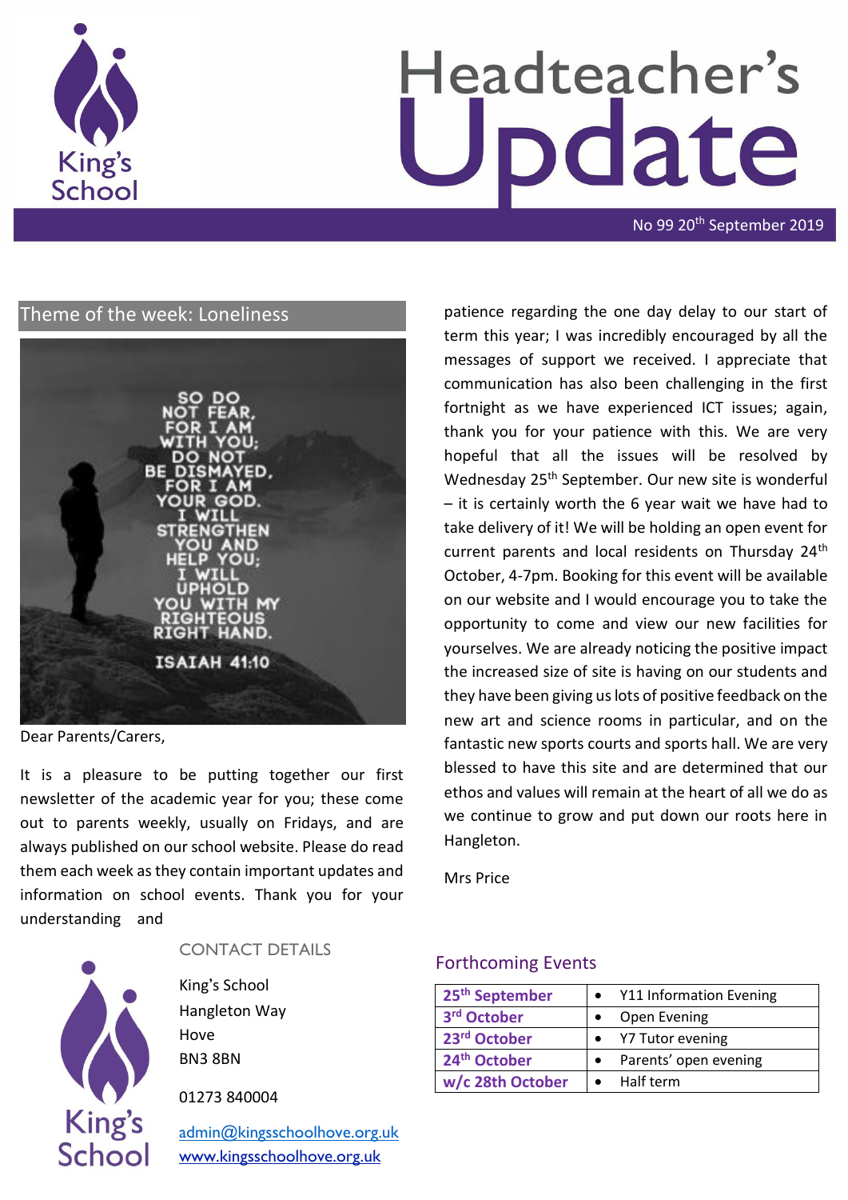# Headteacher's Update

No 99 20th September 2019

## Theme of the week: Loneliness

SO DO NOT FEAR, FOR I AM WITH YOU; DO NOT BE DISMAYED, FOR I AM YOUR GOD. I WILL STRENGTHEN YOU AND HELP YOU; I WILL UPHOLD YOU WITH MY RIGHTEOUS RIGHT HAND.

ISAIAH 41:10

Dear Parents/Carers,

It is a pleasure to be putting together our first newsletter of the academic year for you; these come out to parents weekly, usually on Fridays, and are always published on our school website. Please do read them each week as they contain important updates and information on school events. Thank you for your understanding and patience regarding the one day delay to our start of term this year; I was incredibly encouraged by all the messages of support we received. I appreciate that communication has also been challenging in the first fortnight as we have experienced ICT issues; again, thank you for your patience with this. We are very hopeful that all the issues will be resolved by Wednesday 25th September. Our new site is wonderful – it is certainly worth the 6 year wait we have had to take delivery of it! We will be holding an open event for current parents and local residents on Thursday 24th October, 4-7pm. Booking for this event will be available on our website and I would encourage you to take the opportunity to come and view our new facilities for yourselves. We are already noticing the positive impact the increased size of site is having on our students and they have been giving us lots of positive feedback on the new art and science rooms in particular, and on the fantastic new sports courts and sports hall. We are very blessed to have this site and are determined that our ethos and values will remain at the heart of all we do as we continue to grow and put down our roots here in Hangleton.

Mrs Price

## CONTACT DETAILS

King's School
Hangleton Way
Hove
BN3 8BN

01273 840004

admin@kingsschoolhove.org.uk
www.kingsschoolhove.org.uk

## Forthcoming Events

| | |
|---|---|
| **25th September** | • Y11 Information Evening |
| **3rd October** | • Open Evening |
| **23rd October** | • Y7 Tutor evening |
| **24th October** | • Parents' open evening |
| **w/c 28th October** | • Half term |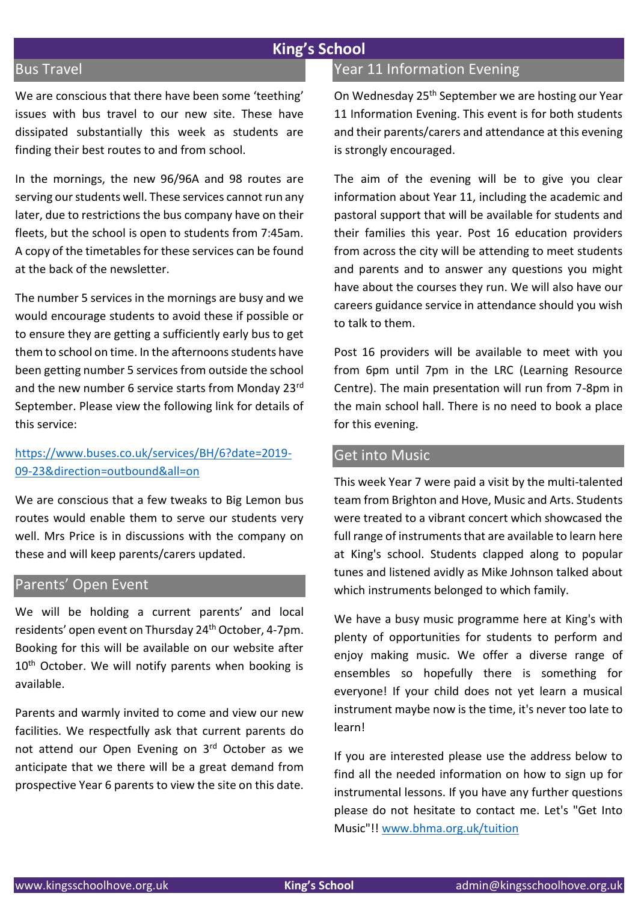# King's School

## Bus Travel

We are conscious that there have been some 'teething' issues with bus travel to our new site. These have dissipated substantially this week as students are finding their best routes to and from school.

In the mornings, the new 96/96A and 98 routes are serving our students well. These services cannot run any later, due to restrictions the bus company have on their fleets, but the school is open to students from 7:45am. A copy of the timetables for these services can be found at the back of the newsletter.

The number 5 services in the mornings are busy and we would encourage students to avoid these if possible or to ensure they are getting a sufficiently early bus to get them to school on time. In the afternoons students have been getting number 5 services from outside the school and the new number 6 service starts from Monday 23rd September. Please view the following link for details of this service:

[https://www.buses.co.uk/services/BH/6?date=2019-09-23&direction=outbound&all=on](https://www.buses.co.uk/services/BH/6?date=2019-09-23&direction=outbound&all=on)

We are conscious that a few tweaks to Big Lemon bus routes would enable them to serve our students very well. Mrs Price is in discussions with the company on these and will keep parents/carers updated.

## Parents' Open Event

We will be holding a current parents' and local residents' open event on Thursday 24th October, 4-7pm. Booking for this will be available on our website after 10th October. We will notify parents when booking is available.

Parents and warmly invited to come and view our new facilities. We respectfully ask that current parents do not attend our Open Evening on 3rd October as we anticipate that we there will be a great demand from prospective Year 6 parents to view the site on this date.

## Year 11 Information Evening

On Wednesday 25th September we are hosting our Year 11 Information Evening. This event is for both students and their parents/carers and attendance at this evening is strongly encouraged.

The aim of the evening will be to give you clear information about Year 11, including the academic and pastoral support that will be available for students and their families this year. Post 16 education providers from across the city will be attending to meet students and parents and to answer any questions you might have about the courses they run. We will also have our careers guidance service in attendance should you wish to talk to them.

Post 16 providers will be available to meet with you from 6pm until 7pm in the LRC (Learning Resource Centre). The main presentation will run from 7-8pm in the main school hall. There is no need to book a place for this evening.

## Get into Music

This week Year 7 were paid a visit by the multi-talented team from Brighton and Hove, Music and Arts. Students were treated to a vibrant concert which showcased the full range of instruments that are available to learn here at King's school. Students clapped along to popular tunes and listened avidly as Mike Johnson talked about which instruments belonged to which family.

We have a busy music programme here at King's with plenty of opportunities for students to perform and enjoy making music. We offer a diverse range of ensembles so hopefully there is something for everyone! If your child does not yet learn a musical instrument maybe now is the time, it's never too late to learn!

If you are interested please use the address below to find all the needed information on how to sign up for instrumental lessons. If you have any further questions please do not hesitate to contact me. Let's "Get Into Music"!! [www.bhma.org.uk/tuition](http://www.bhma.org.uk/tuition)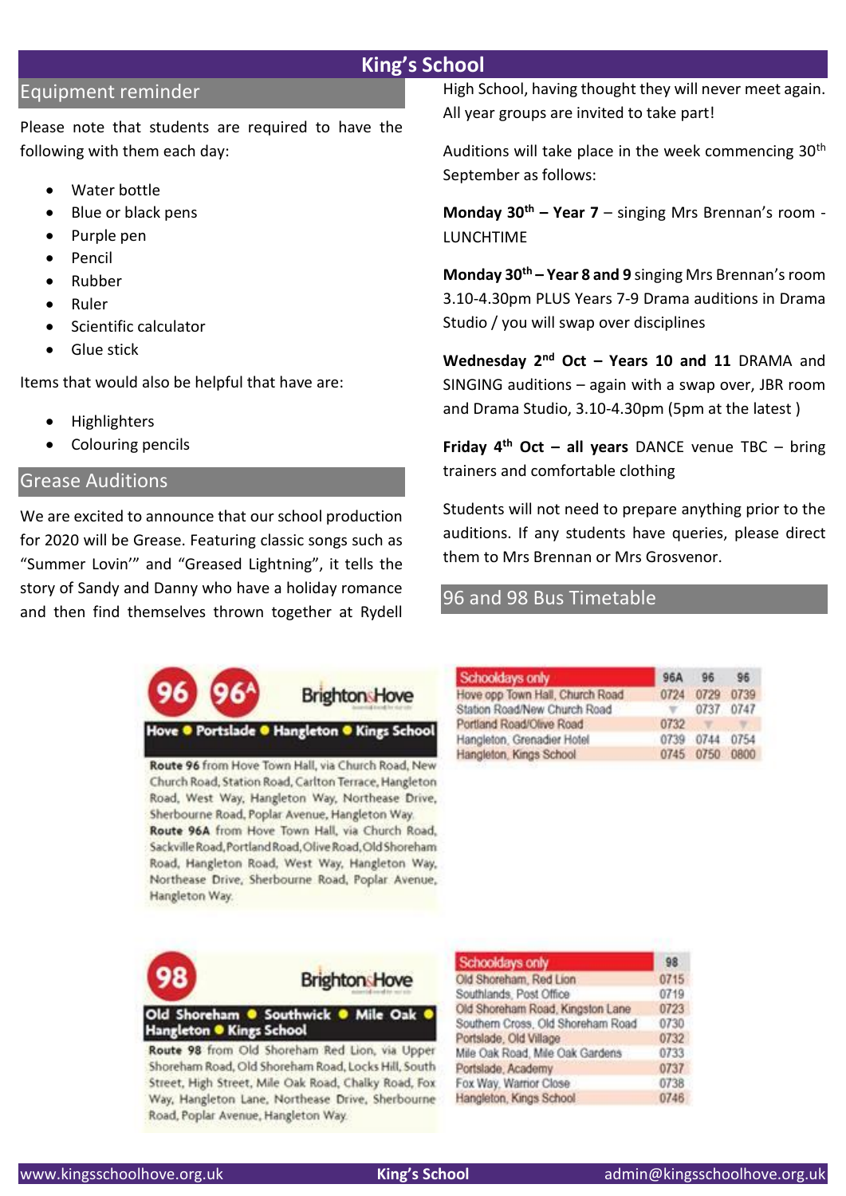# King's School

## Equipment reminder

Please note that students are required to have the following with them each day:

- Water bottle
- Blue or black pens
- Purple pen
- Pencil
- Rubber
- Ruler
- Scientific calculator
- Glue stick

Items that would also be helpful that have are:

- Highlighters
- Colouring pencils

## Grease Auditions

We are excited to announce that our school production for 2020 will be Grease. Featuring classic songs such as "Summer Lovin'" and "Greased Lightning", it tells the story of Sandy and Danny who have a holiday romance and then find themselves thrown together at Rydell High School, having thought they will never meet again. All year groups are invited to take part!

Auditions will take place in the week commencing 30th September as follows:

**Monday 30th – Year 7** – singing Mrs Brennan's room - LUNCHTIME

**Monday 30th – Year 8 and 9** singing Mrs Brennan's room 3.10-4.30pm PLUS Years 7-9 Drama auditions in Drama Studio / you will swap over disciplines

**Wednesday 2nd Oct – Years 10 and 11** DRAMA and SINGING auditions – again with a swap over, JBR room and Drama Studio, 3.10-4.30pm (5pm at the latest )

**Friday 4th Oct – all years** DANCE venue TBC – bring trainers and comfortable clothing

Students will not need to prepare anything prior to the auditions. If any students have queries, please direct them to Mrs Brennan or Mrs Grosvenor.

## 96 and 98 Bus Timetable

96 96A Brighton&Hove

**Hove ● Portslade ● Hangleton ● Kings School**

**Route 96** from Hove Town Hall, via Church Road, New Church Road, Station Road, Carlton Terrace, Hangleton Road, West Way, Hangleton Way, Northease Drive, Sherbourne Road, Poplar Avenue, Hangleton Way. **Route 96A** from Hove Town Hall, via Church Road, Sackville Road, Portland Road, Olive Road, Old Shoreham Road, Hangleton Road, West Way, Hangleton Way, Northease Drive, Sherbourne Road, Poplar Avenue, Hangleton Way.

| Schooldays only | 96A | 96 | 96 |
|---|---|---|---|
| Hove opp Town Hall, Church Road | 0724 | 0729 | 0739 |
| Station Road/New Church Road | ▼ | 0737 | 0747 |
| Portland Road/Olive Road | 0732 | ▼ | ▼ |
| Hangleton, Grenadier Hotel | 0739 | 0744 | 0754 |
| Hangleton, Kings School | 0745 | 0750 | 0800 |

98 Brighton&Hove

**Old Shoreham ● Southwick ● Mile Oak ● Hangleton ● Kings School**

**Route 98** from Old Shoreham Red Lion, via Upper Shoreham Road, Old Shoreham Road, Locks Hill, South Street, High Street, Mile Oak Road, Chalky Road, Fox Way, Hangleton Lane, Northease Drive, Sherbourne Road, Poplar Avenue, Hangleton Way.

| Schooldays only | 98 |
|---|---|
| Old Shoreham, Red Lion | 0715 |
| Southlands, Post Office | 0719 |
| Old Shoreham Road, Kingston Lane | 0723 |
| Southern Cross, Old Shoreham Road | 0730 |
| Portslade, Old Village | 0732 |
| Mile Oak Road, Mile Oak Gardens | 0733 |
| Portslade, Academy | 0737 |
| Fox Way, Warrior Close | 0738 |
| Hangleton, Kings School | 0746 |